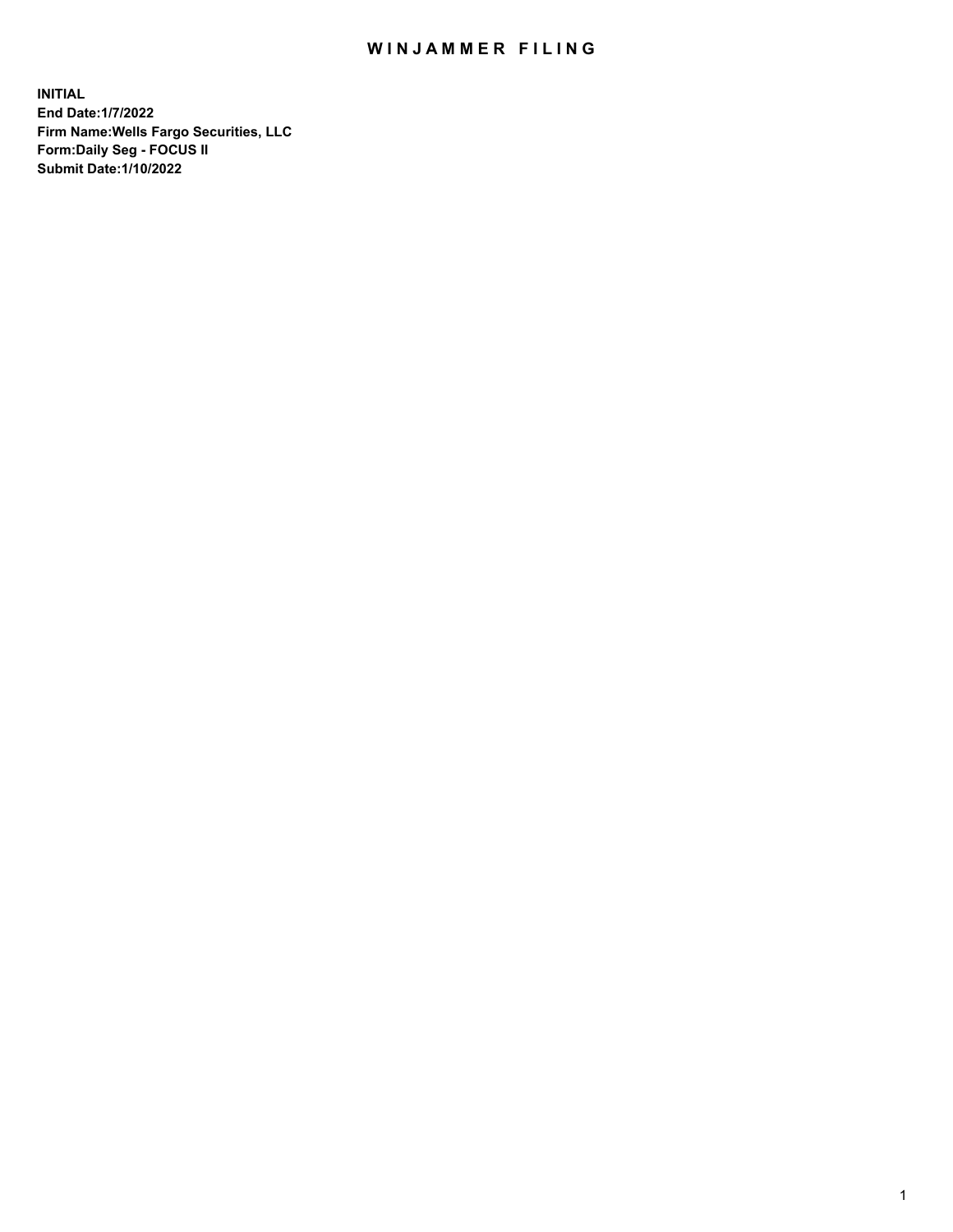# WINJAMMER FILING

**INITIAL**
**End Date:1/7/2022**
**Firm Name:Wells Fargo Securities, LLC**
**Form:Daily Seg - FOCUS II**
**Submit Date:1/10/2022**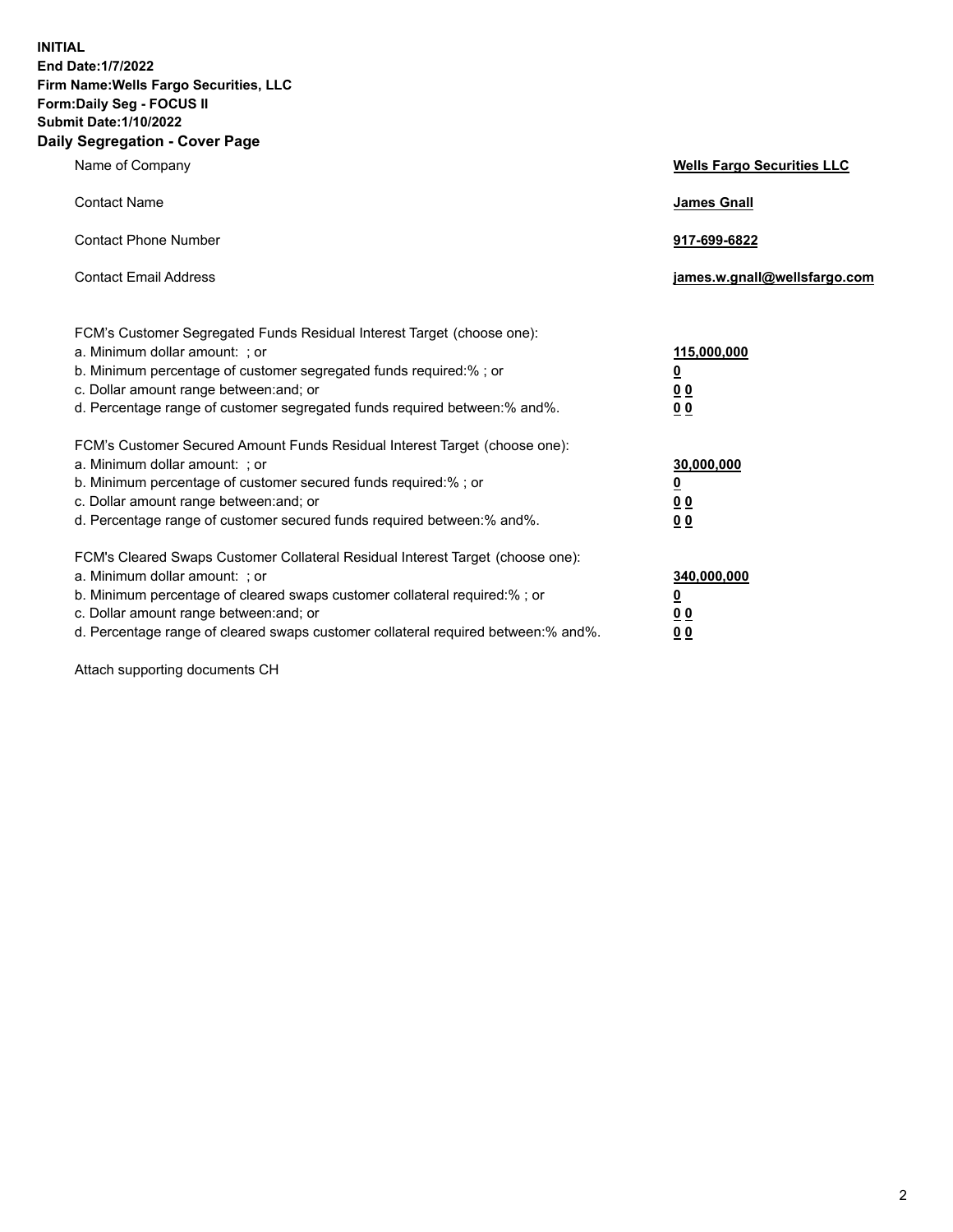**INITIAL**
**End Date:1/7/2022**
**Firm Name:Wells Fargo Securities, LLC**
**Form:Daily Seg - FOCUS II**
**Submit Date:1/10/2022**

## Daily Segregation - Cover Page

| | |
|---|---|
| Name of Company | **Wells Fargo Securities LLC** |
| Contact Name | **James Gnall** |
| Contact Phone Number | **917-699-6822** |
| Contact Email Address | **james.w.gnall@wellsfargo.com** |

| | |
|---|---|
| FCM's Customer Segregated Funds Residual Interest Target (choose one): | |
| a. Minimum dollar amount: ; or | **115,000,000** |
| b. Minimum percentage of customer segregated funds required:% ; or | **0** |
| c. Dollar amount range between:and; or | **0 0** |
| d. Percentage range of customer segregated funds required between:% and%. | **0 0** |
| FCM's Customer Secured Amount Funds Residual Interest Target (choose one): | |
| a. Minimum dollar amount: ; or | **30,000,000** |
| b. Minimum percentage of customer secured funds required:% ; or | **0** |
| c. Dollar amount range between:and; or | **0 0** |
| d. Percentage range of customer secured funds required between:% and%. | **0 0** |
| FCM's Cleared Swaps Customer Collateral Residual Interest Target (choose one): | |
| a. Minimum dollar amount: ; or | **340,000,000** |
| b. Minimum percentage of cleared swaps customer collateral required:% ; or | **0** |
| c. Dollar amount range between:and; or | **0 0** |
| d. Percentage range of cleared swaps customer collateral required between:% and%. | **0 0** |

Attach supporting documents CH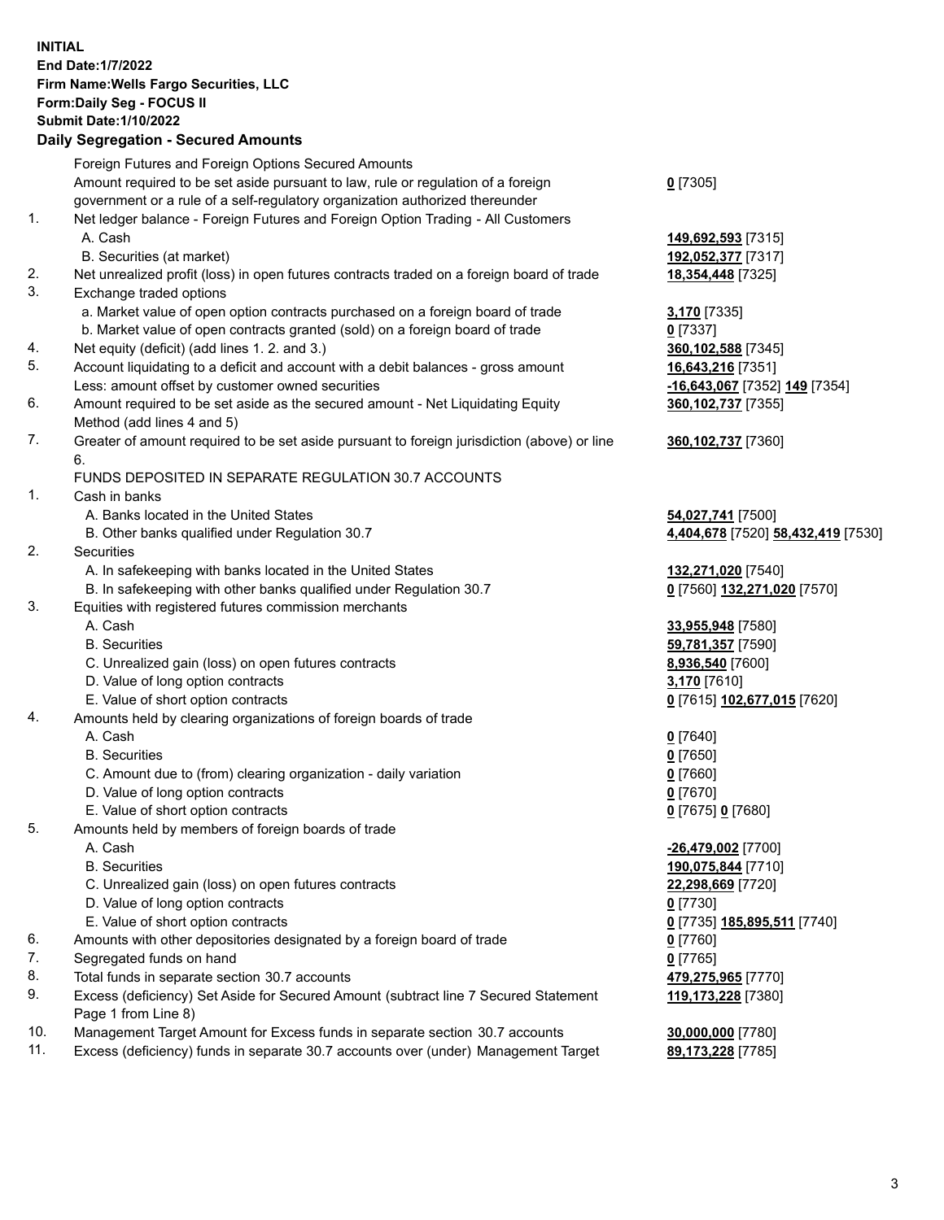**INITIAL**
**End Date:1/7/2022**
**Firm Name:Wells Fargo Securities, LLC**
**Form:Daily Seg - FOCUS II**
**Submit Date:1/10/2022**

## Daily Segregation - Secured Amounts

| | | |
|---|---|---|
| | Foreign Futures and Foreign Options Secured Amounts | |
| | Amount required to be set aside pursuant to law, rule or regulation of a foreign government or a rule of a self-regulatory organization authorized thereunder | **0** [7305] |
| 1. | Net ledger balance - Foreign Futures and Foreign Option Trading - All Customers | |
| | A. Cash | **149,692,593** [7315] |
| | B. Securities (at market) | **192,052,377** [7317] |
| 2. | Net unrealized profit (loss) in open futures contracts traded on a foreign board of trade | **18,354,448** [7325] |
| 3. | Exchange traded options | |
| | a. Market value of open option contracts purchased on a foreign board of trade | **3,170** [7335] |
| | b. Market value of open contracts granted (sold) on a foreign board of trade | **0** [7337] |
| 4. | Net equity (deficit) (add lines 1. 2. and 3.) | **360,102,588** [7345] |
| 5. | Account liquidating to a deficit and account with a debit balances - gross amount | **16,643,216** [7351] |
| | Less: amount offset by customer owned securities | **-16,643,067** [7352] **149** [7354] |
| 6. | Amount required to be set aside as the secured amount - Net Liquidating Equity Method (add lines 4 and 5) | **360,102,737** [7355] |
| 7. | Greater of amount required to be set aside pursuant to foreign jurisdiction (above) or line 6. | **360,102,737** [7360] |
| | FUNDS DEPOSITED IN SEPARATE REGULATION 30.7 ACCOUNTS | |
| 1. | Cash in banks | |
| | A. Banks located in the United States | **54,027,741** [7500] |
| | B. Other banks qualified under Regulation 30.7 | **4,404,678** [7520] **58,432,419** [7530] |
| 2. | Securities | |
| | A. In safekeeping with banks located in the United States | **132,271,020** [7540] |
| | B. In safekeeping with other banks qualified under Regulation 30.7 | **0** [7560] **132,271,020** [7570] |
| 3. | Equities with registered futures commission merchants | |
| | A. Cash | **33,955,948** [7580] |
| | B. Securities | **59,781,357** [7590] |
| | C. Unrealized gain (loss) on open futures contracts | **8,936,540** [7600] |
| | D. Value of long option contracts | **3,170** [7610] |
| | E. Value of short option contracts | **0** [7615] **102,677,015** [7620] |
| 4. | Amounts held by clearing organizations of foreign boards of trade | |
| | A. Cash | **0** [7640] |
| | B. Securities | **0** [7650] |
| | C. Amount due to (from) clearing organization - daily variation | **0** [7660] |
| | D. Value of long option contracts | **0** [7670] |
| | E. Value of short option contracts | **0** [7675] **0** [7680] |
| 5. | Amounts held by members of foreign boards of trade | |
| | A. Cash | **-26,479,002** [7700] |
| | B. Securities | **190,075,844** [7710] |
| | C. Unrealized gain (loss) on open futures contracts | **22,298,669** [7720] |
| | D. Value of long option contracts | **0** [7730] |
| | E. Value of short option contracts | **0** [7735] **185,895,511** [7740] |
| 6. | Amounts with other depositories designated by a foreign board of trade | **0** [7760] |
| 7. | Segregated funds on hand | **0** [7765] |
| 8. | Total funds in separate section 30.7 accounts | **479,275,965** [7770] |
| 9. | Excess (deficiency) Set Aside for Secured Amount (subtract line 7 Secured Statement Page 1 from Line 8) | **119,173,228** [7380] |
| 10. | Management Target Amount for Excess funds in separate section 30.7 accounts | **30,000,000** [7780] |
| 11. | Excess (deficiency) funds in separate 30.7 accounts over (under) Management Target | **89,173,228** [7785] |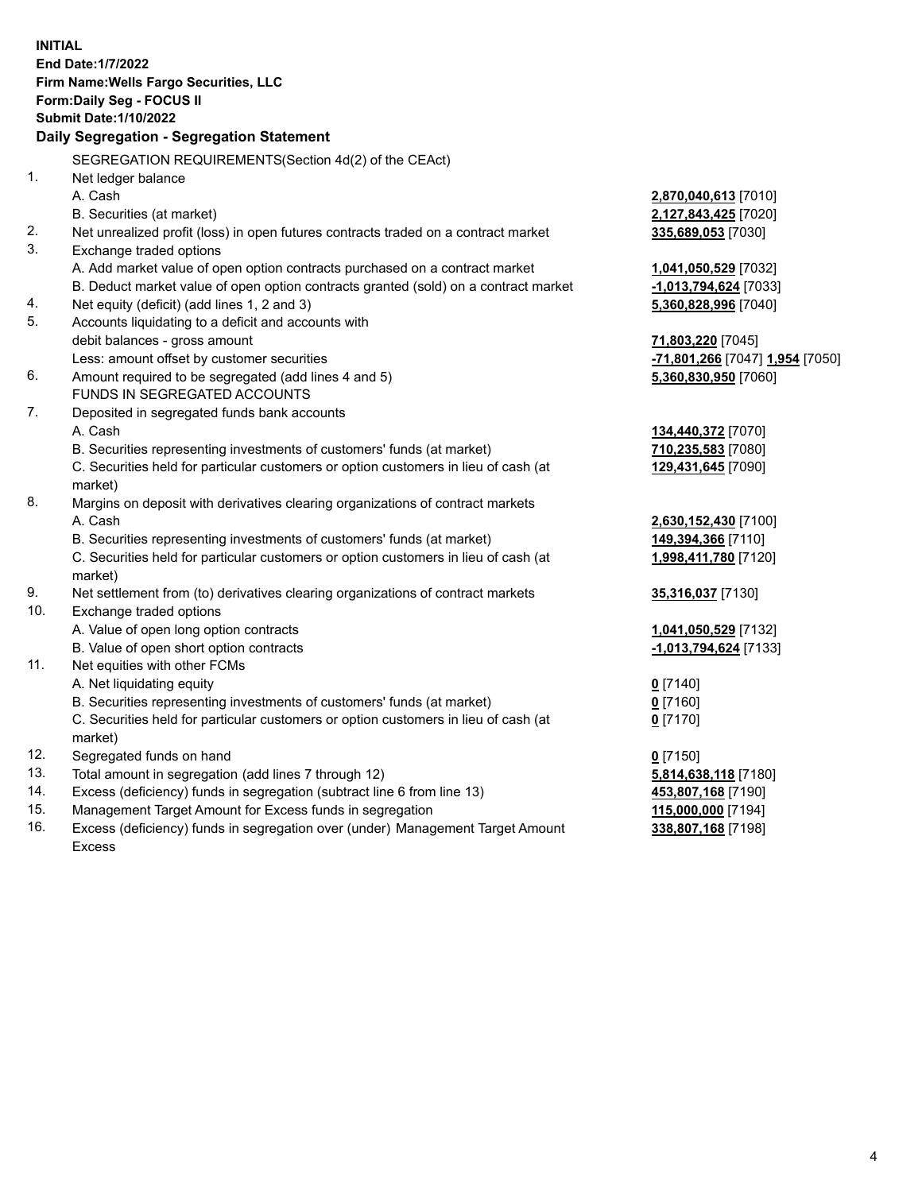**INITIAL**
**End Date:1/7/2022**
**Firm Name:Wells Fargo Securities, LLC**
**Form:Daily Seg - FOCUS II**
**Submit Date:1/10/2022**

## Daily Segregation - Segregation Statement

SEGREGATION REQUIREMENTS(Section 4d(2) of the CEAct)

| | | |
|---|---|---|
| 1. | Net ledger balance | |
| | A. Cash | **2,870,040,613** [7010] |
| | B. Securities (at market) | **2,127,843,425** [7020] |
| 2. | Net unrealized profit (loss) in open futures contracts traded on a contract market | **335,689,053** [7030] |
| 3. | Exchange traded options | |
| | A. Add market value of open option contracts purchased on a contract market | **1,041,050,529** [7032] |
| | B. Deduct market value of open option contracts granted (sold) on a contract market | **-1,013,794,624** [7033] |
| 4. | Net equity (deficit) (add lines 1, 2 and 3) | **5,360,828,996** [7040] |
| 5. | Accounts liquidating to a deficit and accounts with | |
| | debit balances - gross amount | **71,803,220** [7045] |
| | Less: amount offset by customer securities | **-71,801,266** [7047] **1,954** [7050] |
| 6. | Amount required to be segregated (add lines 4 and 5) | **5,360,830,950** [7060] |
| | FUNDS IN SEGREGATED ACCOUNTS | |
| 7. | Deposited in segregated funds bank accounts | |
| | A. Cash | **134,440,372** [7070] |
| | B. Securities representing investments of customers' funds (at market) | **710,235,583** [7080] |
| | C. Securities held for particular customers or option customers in lieu of cash (at market) | **129,431,645** [7090] |
| 8. | Margins on deposit with derivatives clearing organizations of contract markets | |
| | A. Cash | **2,630,152,430** [7100] |
| | B. Securities representing investments of customers' funds (at market) | **149,394,366** [7110] |
| | C. Securities held for particular customers or option customers in lieu of cash (at market) | **1,998,411,780** [7120] |
| 9. | Net settlement from (to) derivatives clearing organizations of contract markets | **35,316,037** [7130] |
| 10. | Exchange traded options | |
| | A. Value of open long option contracts | **1,041,050,529** [7132] |
| | B. Value of open short option contracts | **-1,013,794,624** [7133] |
| 11. | Net equities with other FCMs | |
| | A. Net liquidating equity | **0** [7140] |
| | B. Securities representing investments of customers' funds (at market) | **0** [7160] |
| | C. Securities held for particular customers or option customers in lieu of cash (at market) | **0** [7170] |
| 12. | Segregated funds on hand | **0** [7150] |
| 13. | Total amount in segregation (add lines 7 through 12) | **5,814,638,118** [7180] |
| 14. | Excess (deficiency) funds in segregation (subtract line 6 from line 13) | **453,807,168** [7190] |
| 15. | Management Target Amount for Excess funds in segregation | **115,000,000** [7194] |
| 16. | Excess (deficiency) funds in segregation over (under) Management Target Amount Excess | **338,807,168** [7198] |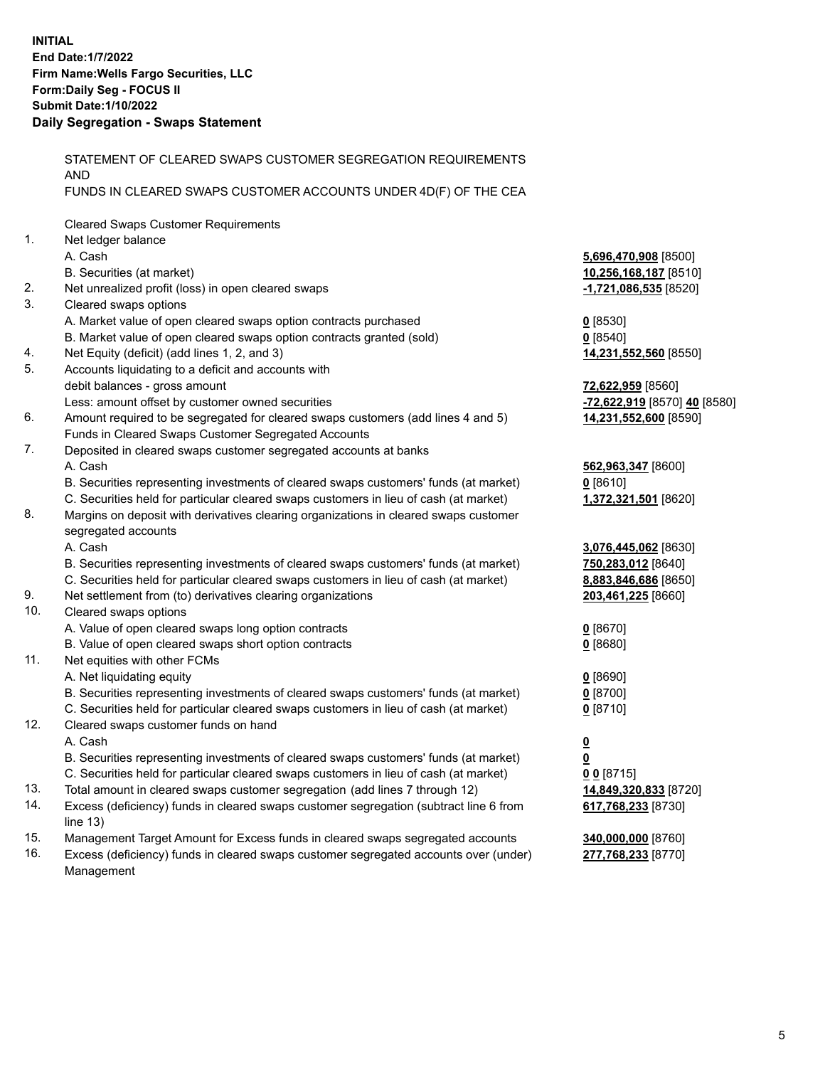**INITIAL**
**End Date:1/7/2022**
**Firm Name:Wells Fargo Securities, LLC**
**Form:Daily Seg - FOCUS II**
**Submit Date:1/10/2022**
**Daily Segregation - Swaps Statement**

STATEMENT OF CLEARED SWAPS CUSTOMER SEGREGATION REQUIREMENTS AND FUNDS IN CLEARED SWAPS CUSTOMER ACCOUNTS UNDER 4D(F) OF THE CEA

| | | |
|---|---|---|
| | Cleared Swaps Customer Requirements | |
| 1. | Net ledger balance | |
| | A. Cash | **5,696,470,908** [8500] |
| | B. Securities (at market) | **10,256,168,187** [8510] |
| 2. | Net unrealized profit (loss) in open cleared swaps | **-1,721,086,535** [8520] |
| 3. | Cleared swaps options | |
| | A. Market value of open cleared swaps option contracts purchased | **0** [8530] |
| | B. Market value of open cleared swaps option contracts granted (sold) | **0** [8540] |
| 4. | Net Equity (deficit) (add lines 1, 2, and 3) | **14,231,552,560** [8550] |
| 5. | Accounts liquidating to a deficit and accounts with debit balances - gross amount | **72,622,959** [8560] |
| | Less: amount offset by customer owned securities | **-72,622,919** [8570] **40** [8580] |
| 6. | Amount required to be segregated for cleared swaps customers (add lines 4 and 5) | **14,231,552,600** [8590] |
| | Funds in Cleared Swaps Customer Segregated Accounts | |
| 7. | Deposited in cleared swaps customer segregated accounts at banks | |
| | A. Cash | **562,963,347** [8600] |
| | B. Securities representing investments of cleared swaps customers' funds (at market) | **0** [8610] |
| | C. Securities held for particular cleared swaps customers in lieu of cash (at market) | **1,372,321,501** [8620] |
| 8. | Margins on deposit with derivatives clearing organizations in cleared swaps customer segregated accounts | |
| | A. Cash | **3,076,445,062** [8630] |
| | B. Securities representing investments of cleared swaps customers' funds (at market) | **750,283,012** [8640] |
| | C. Securities held for particular cleared swaps customers in lieu of cash (at market) | **8,883,846,686** [8650] |
| 9. | Net settlement from (to) derivatives clearing organizations | **203,461,225** [8660] |
| 10. | Cleared swaps options | |
| | A. Value of open cleared swaps long option contracts | **0** [8670] |
| | B. Value of open cleared swaps short option contracts | **0** [8680] |
| 11. | Net equities with other FCMs | |
| | A. Net liquidating equity | **0** [8690] |
| | B. Securities representing investments of cleared swaps customers' funds (at market) | **0** [8700] |
| | C. Securities held for particular cleared swaps customers in lieu of cash (at market) | **0** [8710] |
| 12. | Cleared swaps customer funds on hand | |
| | A. Cash | **0** |
| | B. Securities representing investments of cleared swaps customers' funds (at market) | **0** |
| | C. Securities held for particular cleared swaps customers in lieu of cash (at market) | **0** **0** [8715] |
| 13. | Total amount in cleared swaps customer segregation (add lines 7 through 12) | **14,849,320,833** [8720] |
| 14. | Excess (deficiency) funds in cleared swaps customer segregation (subtract line 6 from line 13) | **617,768,233** [8730] |
| 15. | Management Target Amount for Excess funds in cleared swaps segregated accounts | **340,000,000** [8760] |
| 16. | Excess (deficiency) funds in cleared swaps customer segregated accounts over (under) Management | **277,768,233** [8770] |